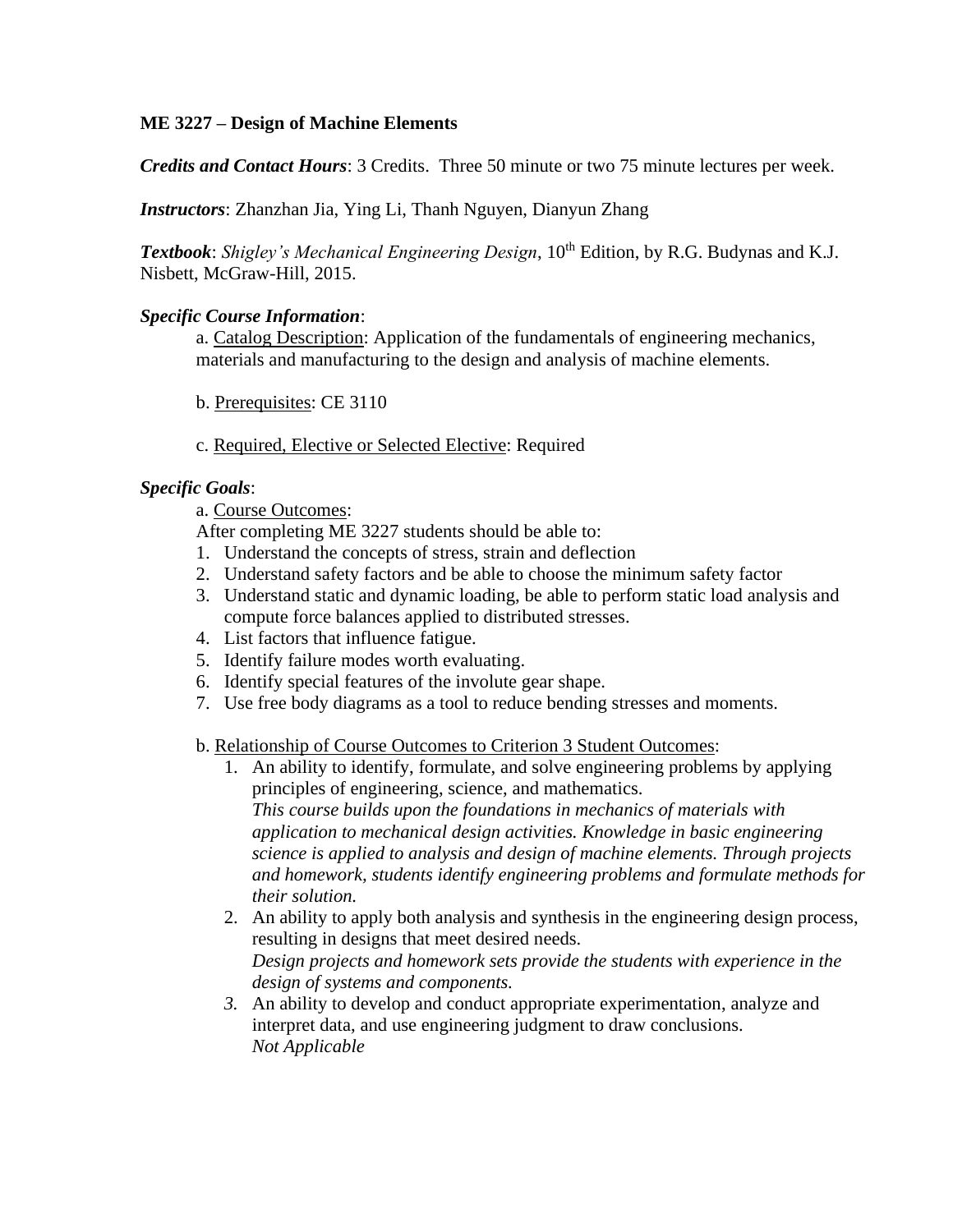**ME 3227 – Design of Machine Elements**

***Credits and Contact Hours***: 3 Credits. Three 50 minute or two 75 minute lectures per week.

***Instructors***: Zhanzhan Jia, Ying Li, Thanh Nguyen, Dianyun Zhang

***Textbook***: *Shigley's Mechanical Engineering Design*, 10th Edition, by R.G. Budynas and K.J. Nisbett, McGraw-Hill, 2015.

***Specific Course Information***:

a. Catalog Description: Application of the fundamentals of engineering mechanics, materials and manufacturing to the design and analysis of machine elements.

b. Prerequisites: CE 3110

c. Required, Elective or Selected Elective: Required

***Specific Goals***:

a. Course Outcomes:

After completing ME 3227 students should be able to:

1. Understand the concepts of stress, strain and deflection
2. Understand safety factors and be able to choose the minimum safety factor
3. Understand static and dynamic loading, be able to perform static load analysis and compute force balances applied to distributed stresses.
4. List factors that influence fatigue.
5. Identify failure modes worth evaluating.
6. Identify special features of the involute gear shape.
7. Use free body diagrams as a tool to reduce bending stresses and moments.

b. Relationship of Course Outcomes to Criterion 3 Student Outcomes:

1. An ability to identify, formulate, and solve engineering problems by applying principles of engineering, science, and mathematics.
   *This course builds upon the foundations in mechanics of materials with application to mechanical design activities. Knowledge in basic engineering science is applied to analysis and design of machine elements. Through projects and homework, students identify engineering problems and formulate methods for their solution.*
2. An ability to apply both analysis and synthesis in the engineering design process, resulting in designs that meet desired needs.
   *Design projects and homework sets provide the students with experience in the design of systems and components.*
3. An ability to develop and conduct appropriate experimentation, analyze and interpret data, and use engineering judgment to draw conclusions.
   *Not Applicable*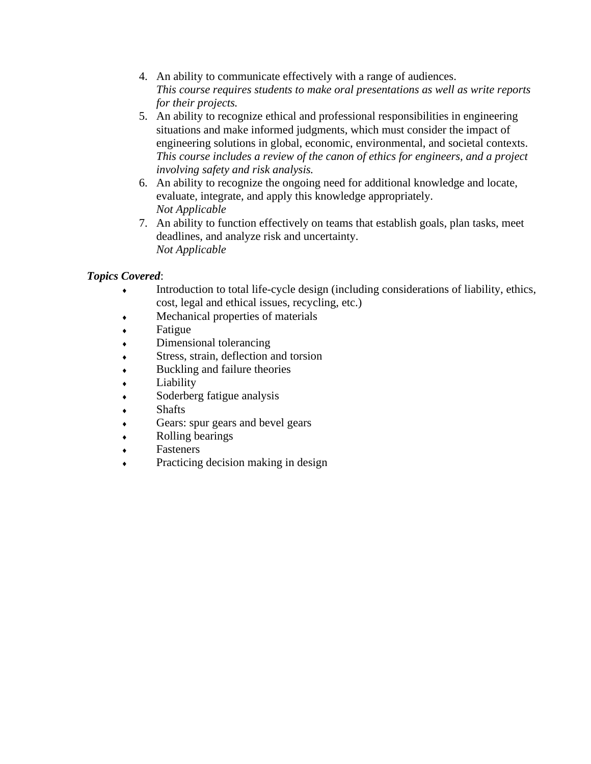4. An ability to communicate effectively with a range of audiences.
   *This course requires students to make oral presentations as well as write reports for their projects.*
5. An ability to recognize ethical and professional responsibilities in engineering situations and make informed judgments, which must consider the impact of engineering solutions in global, economic, environmental, and societal contexts.
   *This course includes a review of the canon of ethics for engineers, and a project involving safety and risk analysis.*
6. An ability to recognize the ongoing need for additional knowledge and locate, evaluate, integrate, and apply this knowledge appropriately.
   *Not Applicable*
7. An ability to function effectively on teams that establish goals, plan tasks, meet deadlines, and analyze risk and uncertainty.
   *Not Applicable*

***Topics Covered***:

- Introduction to total life-cycle design (including considerations of liability, ethics, cost, legal and ethical issues, recycling, etc.)
- Mechanical properties of materials
- Fatigue
- Dimensional tolerancing
- Stress, strain, deflection and torsion
- Buckling and failure theories
- Liability
- Soderberg fatigue analysis
- Shafts
- Gears: spur gears and bevel gears
- Rolling bearings
- Fasteners
- Practicing decision making in design